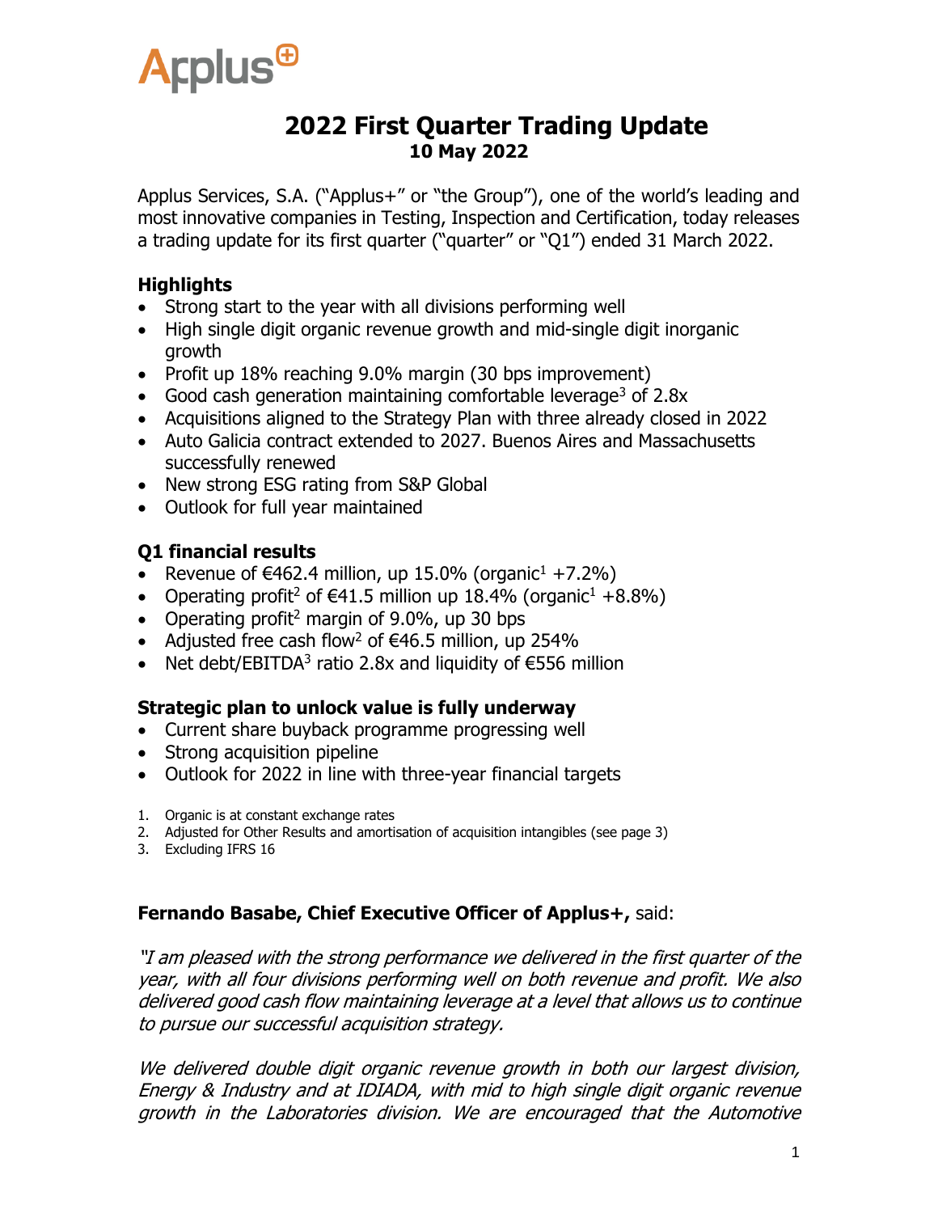Applus⊕

# 2022 First Quarter Trading Update

**10 May 2022**

Applus Services, S.A. ("Applus+" or "the Group"), one of the world's leading and most innovative companies in Testing, Inspection and Certification, today releases a trading update for its first quarter ("quarter" or "Q1") ended 31 March 2022.

## Highlights

- Strong start to the year with all divisions performing well
- High single digit organic revenue growth and mid-single digit inorganic growth
- Profit up 18% reaching 9.0% margin (30 bps improvement)
- Good cash generation maintaining comfortable leverage[3] of 2.8x
- Acquisitions aligned to the Strategy Plan with three already closed in 2022
- Auto Galicia contract extended to 2027. Buenos Aires and Massachusetts successfully renewed
- New strong ESG rating from S&P Global
- Outlook for full year maintained

## Q1 financial results

- Revenue of €462.4 million, up 15.0% (organic[1] +7.2%)
- Operating profit[2] of €41.5 million up 18.4% (organic[1] +8.8%)
- Operating profit[2] margin of 9.0%, up 30 bps
- Adjusted free cash flow[2] of €46.5 million, up 254%
- Net debt/EBITDA[3] ratio 2.8x and liquidity of €556 million

## Strategic plan to unlock value is fully underway

- Current share buyback programme progressing well
- Strong acquisition pipeline
- Outlook for 2022 in line with three-year financial targets

1. Organic is at constant exchange rates
2. Adjusted for Other Results and amortisation of acquisition intangibles (see page 3)
3. Excluding IFRS 16

**Fernando Basabe, Chief Executive Officer of Applus+,** said:

*"I am pleased with the strong performance we delivered in the first quarter of the year, with all four divisions performing well on both revenue and profit. We also delivered good cash flow maintaining leverage at a level that allows us to continue to pursue our successful acquisition strategy.*

*We delivered double digit organic revenue growth in both our largest division, Energy & Industry and at IDIADA, with mid to high single digit organic revenue growth in the Laboratories division. We are encouraged that the Automotive*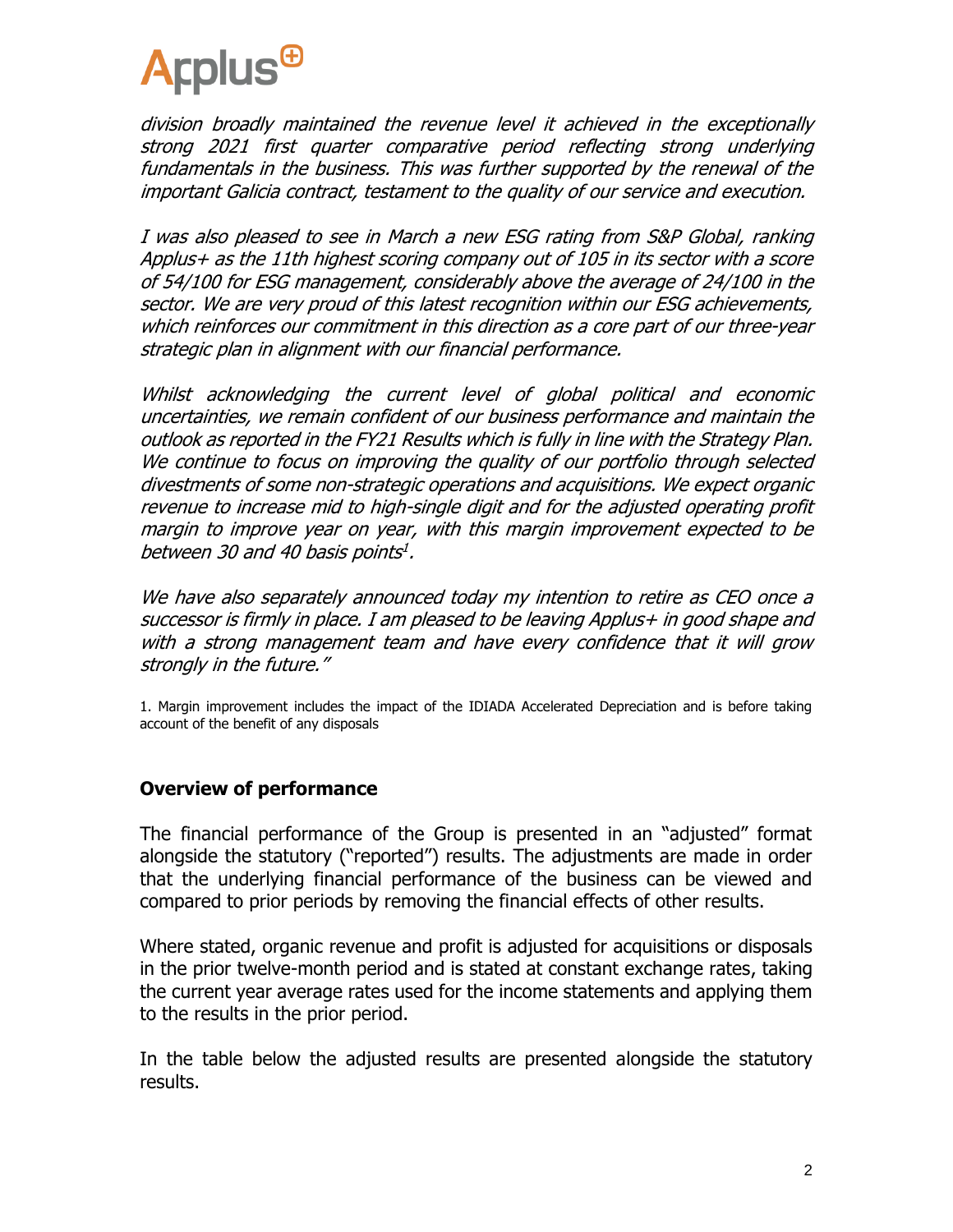*division broadly maintained the revenue level it achieved in the exceptionally strong 2021 first quarter comparative period reflecting strong underlying fundamentals in the business. This was further supported by the renewal of the important Galicia contract, testament to the quality of our service and execution.*

*I was also pleased to see in March a new ESG rating from S&P Global, ranking Applus+ as the 11th highest scoring company out of 105 in its sector with a score of 54/100 for ESG management, considerably above the average of 24/100 in the sector. We are very proud of this latest recognition within our ESG achievements, which reinforces our commitment in this direction as a core part of our three-year strategic plan in alignment with our financial performance.*

*Whilst acknowledging the current level of global political and economic uncertainties, we remain confident of our business performance and maintain the outlook as reported in the FY21 Results which is fully in line with the Strategy Plan. We continue to focus on improving the quality of our portfolio through selected divestments of some non-strategic operations and acquisitions. We expect organic revenue to increase mid to high-single digit and for the adjusted operating profit margin to improve year on year, with this margin improvement expected to be between 30 and 40 basis points[1].*

*We have also separately announced today my intention to retire as CEO once a successor is firmly in place. I am pleased to be leaving Applus+ in good shape and with a strong management team and have every confidence that it will grow strongly in the future."*

1. Margin improvement includes the impact of the IDIADA Accelerated Depreciation and is before taking account of the benefit of any disposals

## Overview of performance

The financial performance of the Group is presented in an "adjusted" format alongside the statutory ("reported") results. The adjustments are made in order that the underlying financial performance of the business can be viewed and compared to prior periods by removing the financial effects of other results.

Where stated, organic revenue and profit is adjusted for acquisitions or disposals in the prior twelve-month period and is stated at constant exchange rates, taking the current year average rates used for the income statements and applying them to the results in the prior period.

In the table below the adjusted results are presented alongside the statutory results.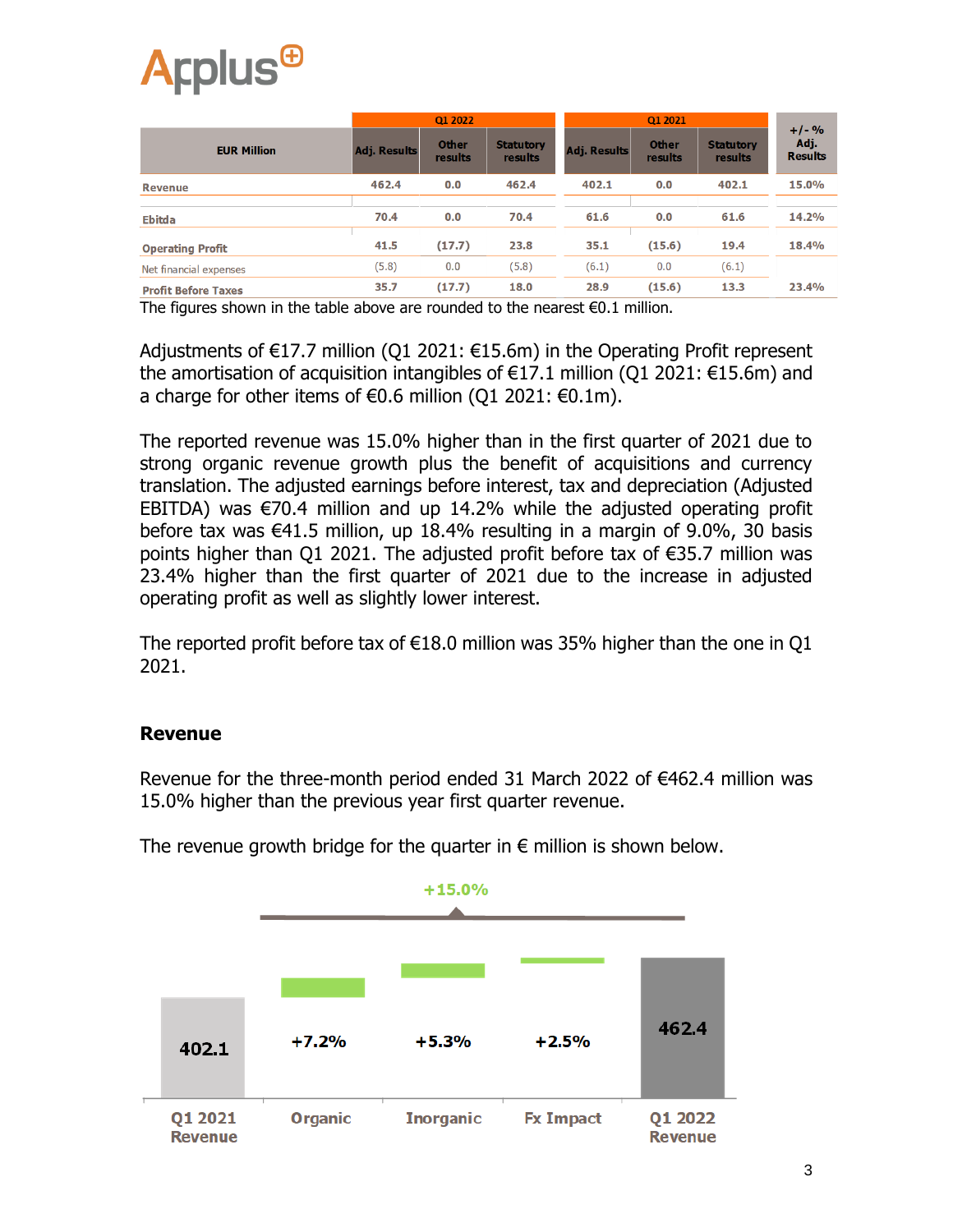| EUR Million | Q1 2022 | | | Q1 2021 | | | +/- % Adj. Results |
|---|---|---|---|---|---|---|---|
| | Adj. Results | Other results | Statutory results | Adj. Results | Other results | Statutory results | |
| Revenue | 462.4 | 0.0 | 462.4 | 402.1 | 0.0 | 402.1 | 15.0% |
| Ebitda | 70.4 | 0.0 | 70.4 | 61.6 | 0.0 | 61.6 | 14.2% |
| Operating Profit | 41.5 | (17.7) | 23.8 | 35.1 | (15.6) | 19.4 | 18.4% |
| Net financial expenses | (5.8) | 0.0 | (5.8) | (6.1) | 0.0 | (6.1) | |
| Profit Before Taxes | 35.7 | (17.7) | 18.0 | 28.9 | (15.6) | 13.3 | 23.4% |

The figures shown in the table above are rounded to the nearest €0.1 million.

Adjustments of €17.7 million (Q1 2021: €15.6m) in the Operating Profit represent the amortisation of acquisition intangibles of €17.1 million (Q1 2021: €15.6m) and a charge for other items of €0.6 million (Q1 2021: €0.1m).

The reported revenue was 15.0% higher than in the first quarter of 2021 due to strong organic revenue growth plus the benefit of acquisitions and currency translation. The adjusted earnings before interest, tax and depreciation (Adjusted EBITDA) was €70.4 million and up 14.2% while the adjusted operating profit before tax was €41.5 million, up 18.4% resulting in a margin of 9.0%, 30 basis points higher than Q1 2021. The adjusted profit before tax of €35.7 million was 23.4% higher than the first quarter of 2021 due to the increase in adjusted operating profit as well as slightly lower interest.

The reported profit before tax of €18.0 million was 35% higher than the one in Q1 2021.

## Revenue

Revenue for the three-month period ended 31 March 2022 of €462.4 million was 15.0% higher than the previous year first quarter revenue.

The revenue growth bridge for the quarter in € million is shown below.

+15.0%

| Q1 2021 Revenue | Organic | Inorganic | Fx Impact | Q1 2022 Revenue |
|---|---|---|---|---|
| 402.1 | +7.2% | +5.3% | +2.5% | 462.4 |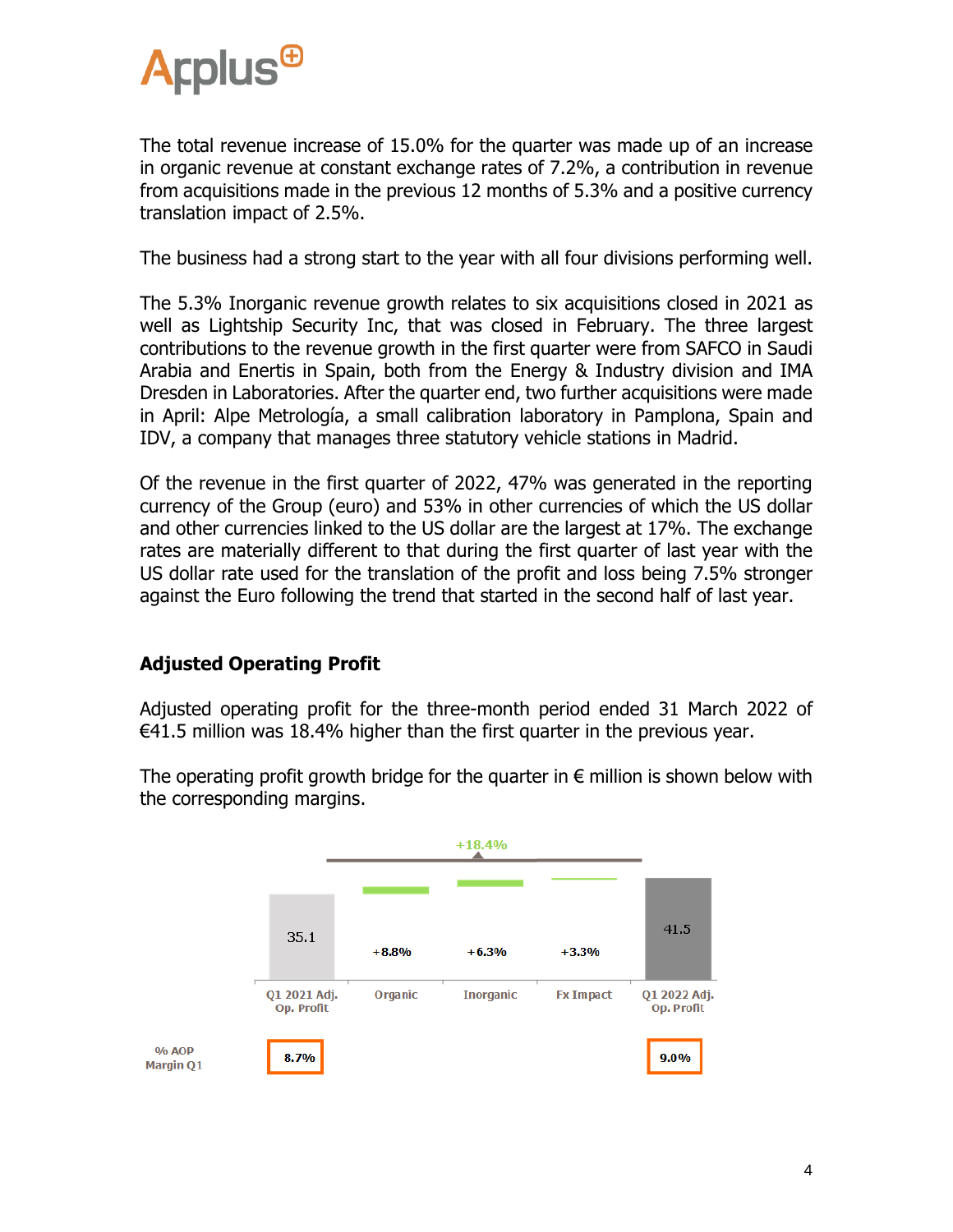The total revenue increase of 15.0% for the quarter was made up of an increase in organic revenue at constant exchange rates of 7.2%, a contribution in revenue from acquisitions made in the previous 12 months of 5.3% and a positive currency translation impact of 2.5%.

The business had a strong start to the year with all four divisions performing well.

The 5.3% Inorganic revenue growth relates to six acquisitions closed in 2021 as well as Lightship Security Inc, that was closed in February. The three largest contributions to the revenue growth in the first quarter were from SAFCO in Saudi Arabia and Enertis in Spain, both from the Energy & Industry division and IMA Dresden in Laboratories. After the quarter end, two further acquisitions were made in April: Alpe Metrología, a small calibration laboratory in Pamplona, Spain and IDV, a company that manages three statutory vehicle stations in Madrid.

Of the revenue in the first quarter of 2022, 47% was generated in the reporting currency of the Group (euro) and 53% in other currencies of which the US dollar and other currencies linked to the US dollar are the largest at 17%. The exchange rates are materially different to that during the first quarter of last year with the US dollar rate used for the translation of the profit and loss being 7.5% stronger against the Euro following the trend that started in the second half of last year.

## Adjusted Operating Profit

Adjusted operating profit for the three-month period ended 31 March 2022 of €41.5 million was 18.4% higher than the first quarter in the previous year.

The operating profit growth bridge for the quarter in € million is shown below with the corresponding margins.

+18.4%

| | Q1 2021 Adj. Op. Profit | Organic | Inorganic | Fx Impact | Q1 2022 Adj. Op. Profit |
|---|---|---|---|---|---|
| | 35.1 | +8.8% | +6.3% | +3.3% | 41.5 |
| % AOP Margin Q1 | 8.7% | | | | 9.0% |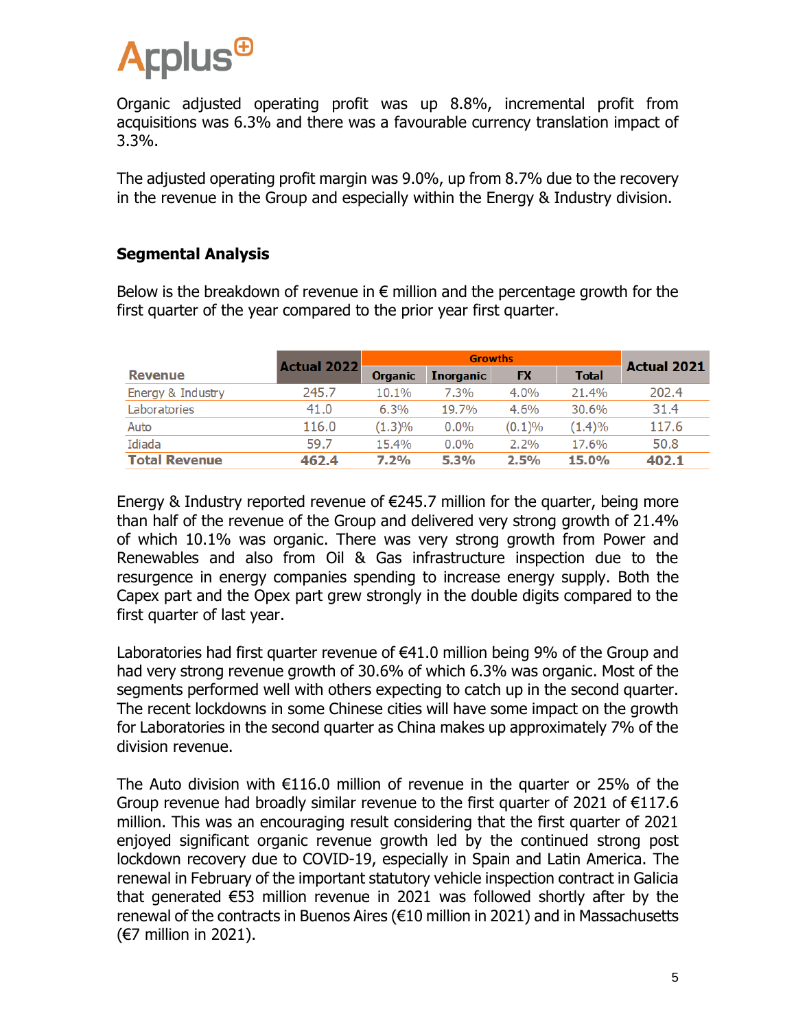Organic adjusted operating profit was up 8.8%, incremental profit from acquisitions was 6.3% and there was a favourable currency translation impact of 3.3%.

The adjusted operating profit margin was 9.0%, up from 8.7% due to the recovery in the revenue in the Group and especially within the Energy & Industry division.

### Segmental Analysis

Below is the breakdown of revenue in € million and the percentage growth for the first quarter of the year compared to the prior year first quarter.

| Revenue | Actual 2022 | Growths | | | | Actual 2021 |
|---|---|---|---|---|---|---|
| | | Organic | Inorganic | FX | Total | |
| Energy & Industry | 245.7 | 10.1% | 7.3% | 4.0% | 21.4% | 202.4 |
| Laboratories | 41.0 | 6.3% | 19.7% | 4.6% | 30.6% | 31.4 |
| Auto | 116.0 | (1.3)% | 0.0% | (0.1)% | (1.4)% | 117.6 |
| Idiada | 59.7 | 15.4% | 0.0% | 2.2% | 17.6% | 50.8 |
| **Total Revenue** | **462.4** | **7.2%** | **5.3%** | **2.5%** | **15.0%** | **402.1** |

Energy & Industry reported revenue of €245.7 million for the quarter, being more than half of the revenue of the Group and delivered very strong growth of 21.4% of which 10.1% was organic. There was very strong growth from Power and Renewables and also from Oil & Gas infrastructure inspection due to the resurgence in energy companies spending to increase energy supply. Both the Capex part and the Opex part grew strongly in the double digits compared to the first quarter of last year.

Laboratories had first quarter revenue of €41.0 million being 9% of the Group and had very strong revenue growth of 30.6% of which 6.3% was organic. Most of the segments performed well with others expecting to catch up in the second quarter. The recent lockdowns in some Chinese cities will have some impact on the growth for Laboratories in the second quarter as China makes up approximately 7% of the division revenue.

The Auto division with €116.0 million of revenue in the quarter or 25% of the Group revenue had broadly similar revenue to the first quarter of 2021 of €117.6 million. This was an encouraging result considering that the first quarter of 2021 enjoyed significant organic revenue growth led by the continued strong post lockdown recovery due to COVID-19, especially in Spain and Latin America. The renewal in February of the important statutory vehicle inspection contract in Galicia that generated €53 million revenue in 2021 was followed shortly after by the renewal of the contracts in Buenos Aires (€10 million in 2021) and in Massachusetts (€7 million in 2021).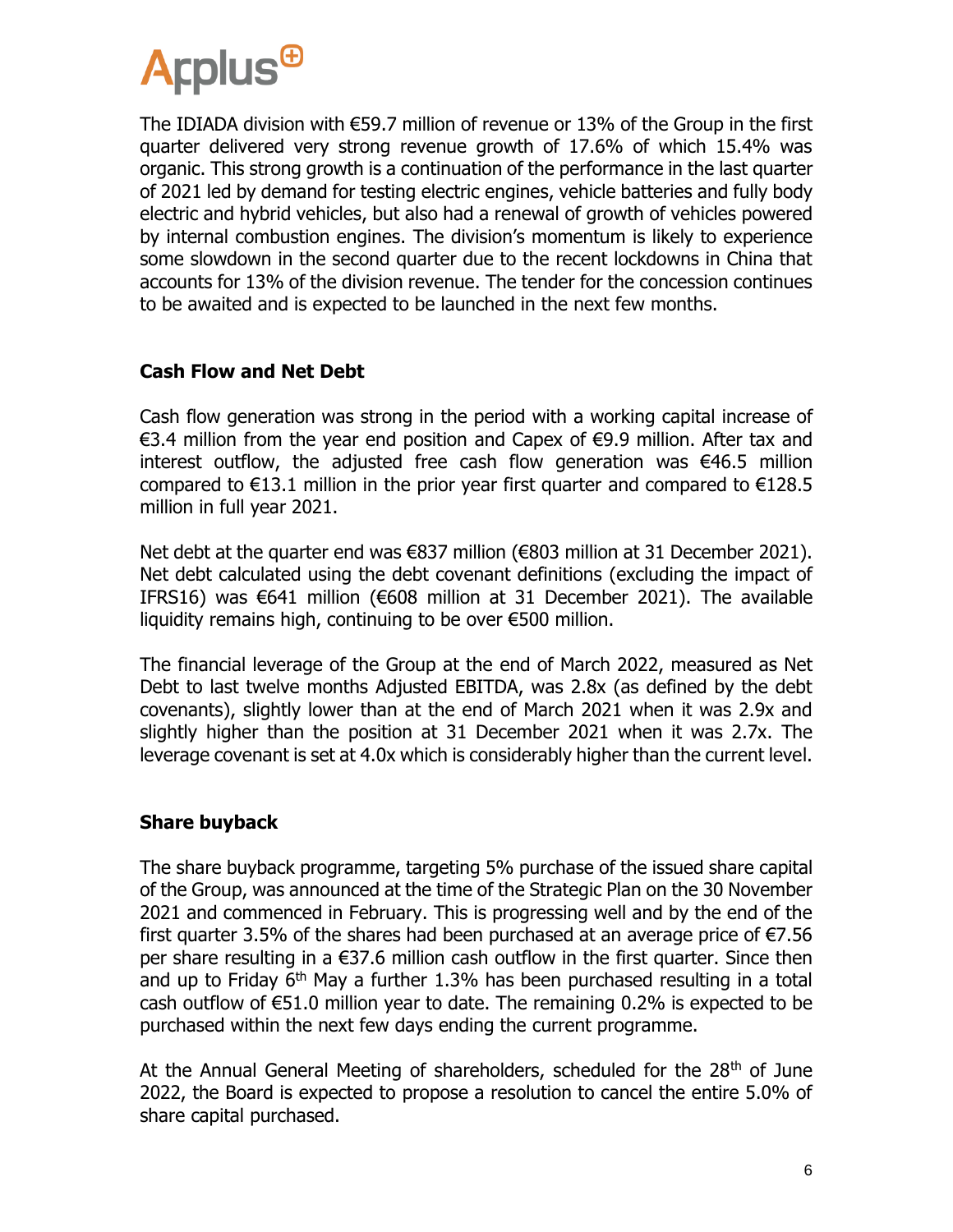The IDIADA division with €59.7 million of revenue or 13% of the Group in the first quarter delivered very strong revenue growth of 17.6% of which 15.4% was organic. This strong growth is a continuation of the performance in the last quarter of 2021 led by demand for testing electric engines, vehicle batteries and fully body electric and hybrid vehicles, but also had a renewal of growth of vehicles powered by internal combustion engines. The division's momentum is likely to experience some slowdown in the second quarter due to the recent lockdowns in China that accounts for 13% of the division revenue. The tender for the concession continues to be awaited and is expected to be launched in the next few months.

## Cash Flow and Net Debt

Cash flow generation was strong in the period with a working capital increase of €3.4 million from the year end position and Capex of €9.9 million. After tax and interest outflow, the adjusted free cash flow generation was €46.5 million compared to €13.1 million in the prior year first quarter and compared to €128.5 million in full year 2021.

Net debt at the quarter end was €837 million (€803 million at 31 December 2021). Net debt calculated using the debt covenant definitions (excluding the impact of IFRS16) was €641 million (€608 million at 31 December 2021). The available liquidity remains high, continuing to be over €500 million.

The financial leverage of the Group at the end of March 2022, measured as Net Debt to last twelve months Adjusted EBITDA, was 2.8x (as defined by the debt covenants), slightly lower than at the end of March 2021 when it was 2.9x and slightly higher than the position at 31 December 2021 when it was 2.7x. The leverage covenant is set at 4.0x which is considerably higher than the current level.

## Share buyback

The share buyback programme, targeting 5% purchase of the issued share capital of the Group, was announced at the time of the Strategic Plan on the 30 November 2021 and commenced in February. This is progressing well and by the end of the first quarter 3.5% of the shares had been purchased at an average price of €7.56 per share resulting in a €37.6 million cash outflow in the first quarter. Since then and up to Friday 6th May a further 1.3% has been purchased resulting in a total cash outflow of €51.0 million year to date. The remaining 0.2% is expected to be purchased within the next few days ending the current programme.

At the Annual General Meeting of shareholders, scheduled for the 28th of June 2022, the Board is expected to propose a resolution to cancel the entire 5.0% of share capital purchased.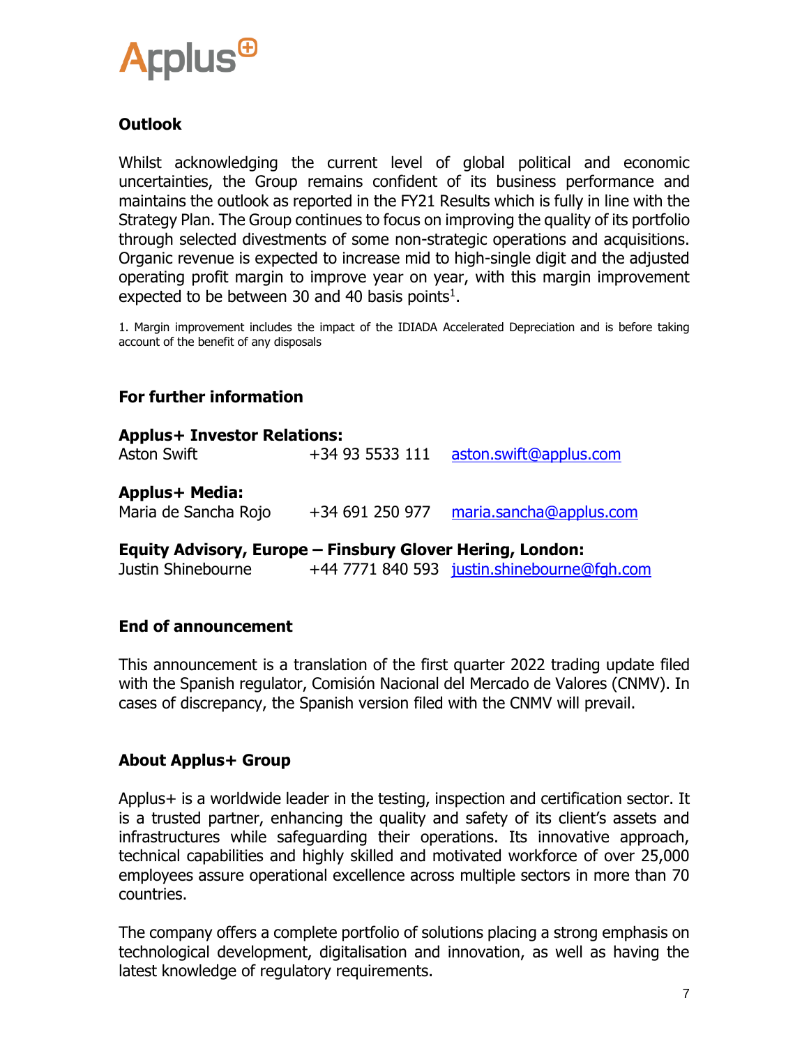## Outlook

Whilst acknowledging the current level of global political and economic uncertainties, the Group remains confident of its business performance and maintains the outlook as reported in the FY21 Results which is fully in line with the Strategy Plan. The Group continues to focus on improving the quality of its portfolio through selected divestments of some non-strategic operations and acquisitions. Organic revenue is expected to increase mid to high-single digit and the adjusted operating profit margin to improve year on year, with this margin improvement expected to be between 30 and 40 basis points[1].

1. Margin improvement includes the impact of the IDIADA Accelerated Depreciation and is before taking account of the benefit of any disposals

## For further information

**Applus+ Investor Relations:**

| | | |
|---|---|---|
| Aston Swift | +34 93 5533 111 | aston.swift@applus.com |

**Applus+ Media:**

| | | |
|---|---|---|
| Maria de Sancha Rojo | +34 691 250 977 | maria.sancha@applus.com |

**Equity Advisory, Europe – Finsbury Glover Hering, London:**

| | | |
|---|---|---|
| Justin Shinebourne | +44 7771 840 593 | justin.shinebourne@fgh.com |

## End of announcement

This announcement is a translation of the first quarter 2022 trading update filed with the Spanish regulator, Comisión Nacional del Mercado de Valores (CNMV). In cases of discrepancy, the Spanish version filed with the CNMV will prevail.

## About Applus+ Group

Applus+ is a worldwide leader in the testing, inspection and certification sector. It is a trusted partner, enhancing the quality and safety of its client's assets and infrastructures while safeguarding their operations. Its innovative approach, technical capabilities and highly skilled and motivated workforce of over 25,000 employees assure operational excellence across multiple sectors in more than 70 countries.

The company offers a complete portfolio of solutions placing a strong emphasis on technological development, digitalisation and innovation, as well as having the latest knowledge of regulatory requirements.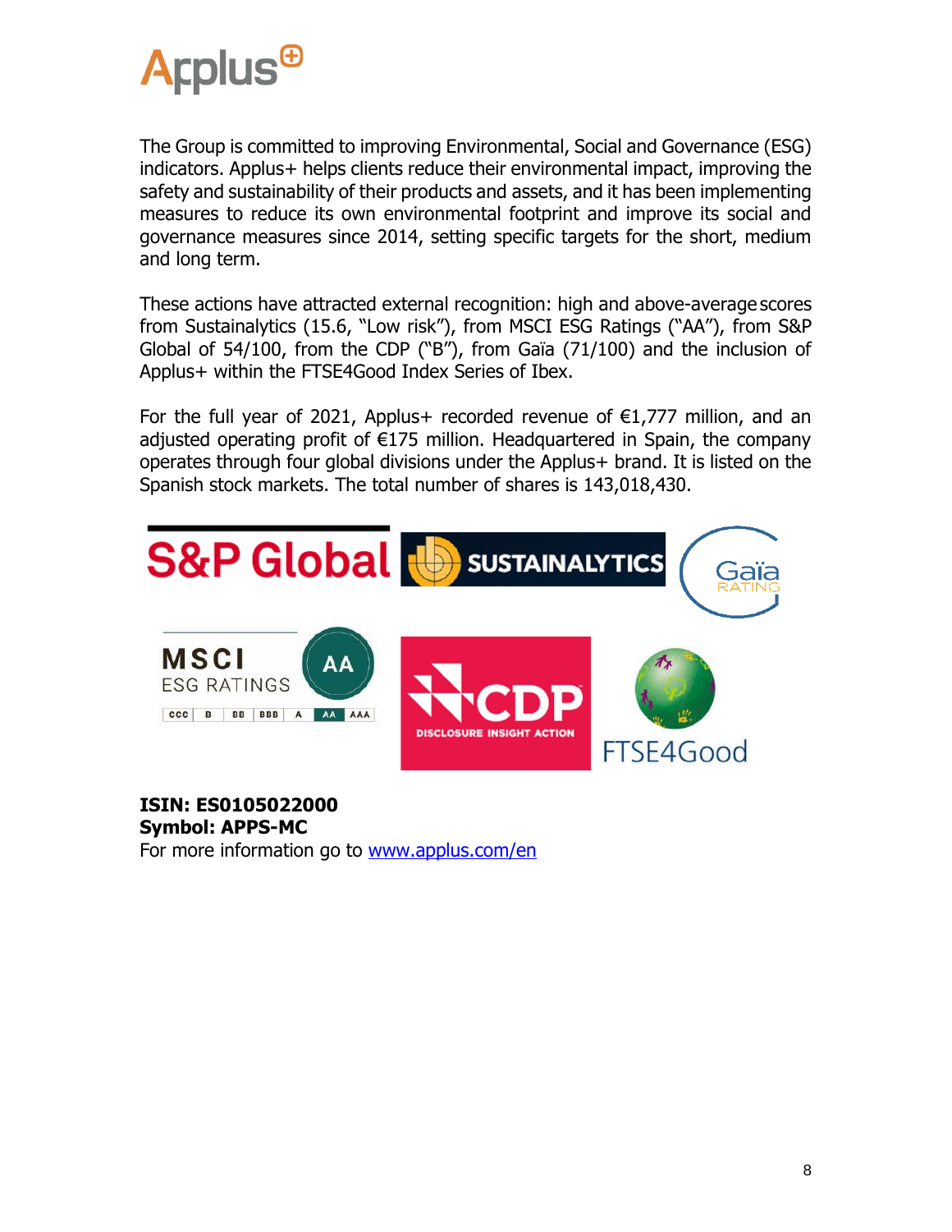The Group is committed to improving Environmental, Social and Governance (ESG) indicators. Applus+ helps clients reduce their environmental impact, improving the safety and sustainability of their products and assets, and it has been implementing measures to reduce its own environmental footprint and improve its social and governance measures since 2014, setting specific targets for the short, medium and long term.

These actions have attracted external recognition: high and above-average scores from Sustainalytics (15.6, "Low risk"), from MSCI ESG Ratings ("AA"), from S&P Global of 54/100, from the CDP ("B"), from Gaïa (71/100) and the inclusion of Applus+ within the FTSE4Good Index Series of Ibex.

For the full year of 2021, Applus+ recorded revenue of €1,777 million, and an adjusted operating profit of €175 million. Headquartered in Spain, the company operates through four global divisions under the Applus+ brand. It is listed on the Spanish stock markets. The total number of shares is 143,018,430.

**ISIN: ES0105022000**
**Symbol: APPS-MC**
For more information go to www.applus.com/en